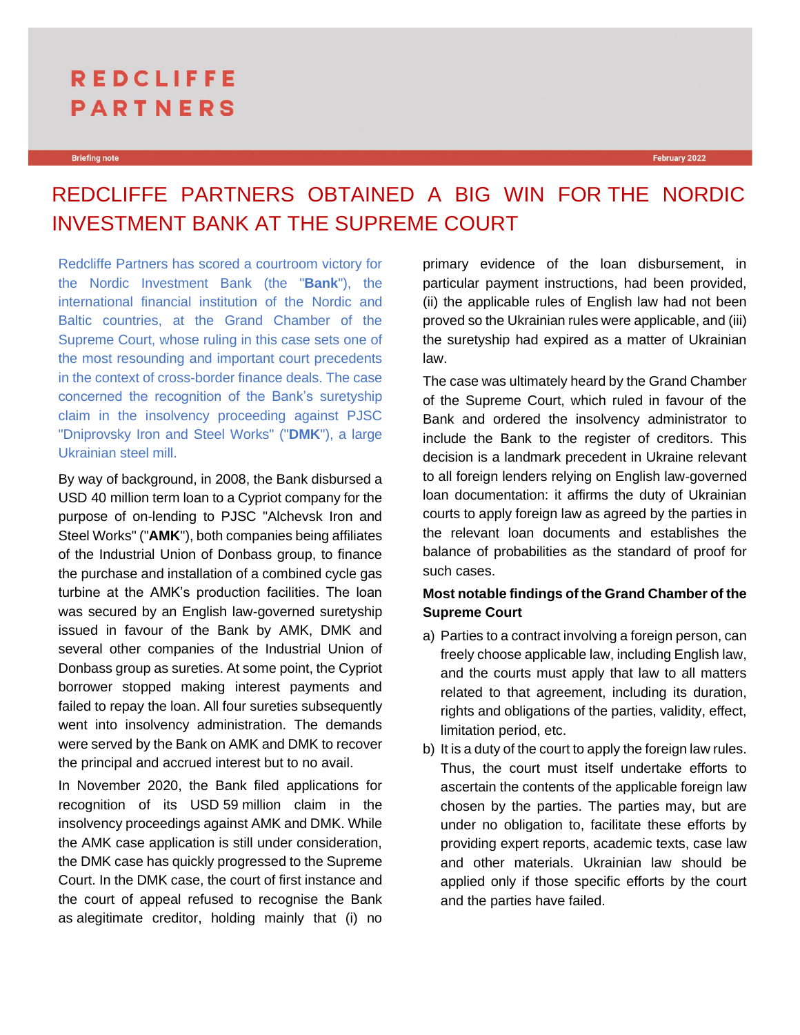REDCLIFFE PARTNERS

Briefing note

February 2022

# REDCLIFFE PARTNERS OBTAINED A BIG WIN FOR THE NORDIC INVESTMENT BANK AT THE SUPREME COURT

Redcliffe Partners has scored a courtroom victory for the Nordic Investment Bank (the "**Bank**"), the international financial institution of the Nordic and Baltic countries, at the Grand Chamber of the Supreme Court, whose ruling in this case sets one of the most resounding and important court precedents in the context of cross-border finance deals. The case concerned the recognition of the Bank's suretyship claim in the insolvency proceeding against PJSC "Dniprovsky Iron and Steel Works" ("**DMK**"), a large Ukrainian steel mill.

By way of background, in 2008, the Bank disbursed a USD 40 million term loan to a Cypriot company for the purpose of on-lending to PJSC "Alchevsk Iron and Steel Works" ("**AMK**"), both companies being affiliates of the Industrial Union of Donbass group, to finance the purchase and installation of a combined cycle gas turbine at the AMK's production facilities. The loan was secured by an English law-governed suretyship issued in favour of the Bank by AMK, DMK and several other companies of the Industrial Union of Donbass group as sureties. At some point, the Cypriot borrower stopped making interest payments and failed to repay the loan. All four sureties subsequently went into insolvency administration. The demands were served by the Bank on AMK and DMK to recover the principal and accrued interest but to no avail.

In November 2020, the Bank filed applications for recognition of its USD 59 million claim in the insolvency proceedings against AMK and DMK. While the AMK case application is still under consideration, the DMK case has quickly progressed to the Supreme Court. In the DMK case, the court of first instance and the court of appeal refused to recognise the Bank as alegitimate creditor, holding mainly that (i) no primary evidence of the loan disbursement, in particular payment instructions, had been provided, (ii) the applicable rules of English law had not been proved so the Ukrainian rules were applicable, and (iii) the suretyship had expired as a matter of Ukrainian law.

The case was ultimately heard by the Grand Chamber of the Supreme Court, which ruled in favour of the Bank and ordered the insolvency administrator to include the Bank to the register of creditors. This decision is a landmark precedent in Ukraine relevant to all foreign lenders relying on English law-governed loan documentation: it affirms the duty of Ukrainian courts to apply foreign law as agreed by the parties in the relevant loan documents and establishes the balance of probabilities as the standard of proof for such cases.

**Most notable findings of the Grand Chamber of the Supreme Court**

a) Parties to a contract involving a foreign person, can freely choose applicable law, including English law, and the courts must apply that law to all matters related to that agreement, including its duration, rights and obligations of the parties, validity, effect, limitation period, etc.

b) It is a duty of the court to apply the foreign law rules. Thus, the court must itself undertake efforts to ascertain the contents of the applicable foreign law chosen by the parties. The parties may, but are under no obligation to, facilitate these efforts by providing expert reports, academic texts, case law and other materials. Ukrainian law should be applied only if those specific efforts by the court and the parties have failed.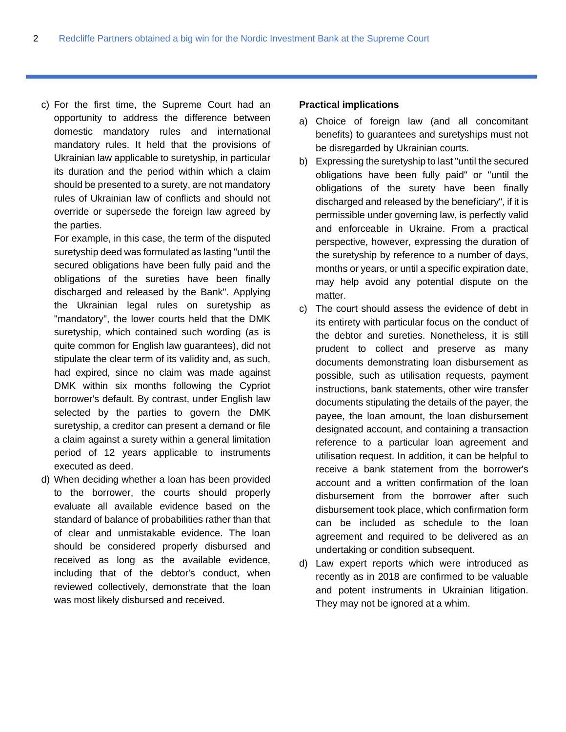c) For the first time, the Supreme Court had an opportunity to address the difference between domestic mandatory rules and international mandatory rules. It held that the provisions of Ukrainian law applicable to suretyship, in particular its duration and the period within which a claim should be presented to a surety, are not mandatory rules of Ukrainian law of conflicts and should not override or supersede the foreign law agreed by the parties.

   For example, in this case, the term of the disputed suretyship deed was formulated as lasting "until the secured obligations have been fully paid and the obligations of the sureties have been finally discharged and released by the Bank". Applying the Ukrainian legal rules on suretyship as "mandatory", the lower courts held that the DMK suretyship, which contained such wording (as is quite common for English law guarantees), did not stipulate the clear term of its validity and, as such, had expired, since no claim was made against DMK within six months following the Cypriot borrower's default. By contrast, under English law selected by the parties to govern the DMK suretyship, a creditor can present a demand or file a claim against a surety within a general limitation period of 12 years applicable to instruments executed as deed.

d) When deciding whether a loan has been provided to the borrower, the courts should properly evaluate all available evidence based on the standard of balance of probabilities rather than that of clear and unmistakable evidence. The loan should be considered properly disbursed and received as long as the available evidence, including that of the debtor's conduct, when reviewed collectively, demonstrate that the loan was most likely disbursed and received.

**Practical implications**

a) Choice of foreign law (and all concomitant benefits) to guarantees and suretyships must not be disregarded by Ukrainian courts.

b) Expressing the suretyship to last "until the secured obligations have been fully paid" or "until the obligations of the surety have been finally discharged and released by the beneficiary", if it is permissible under governing law, is perfectly valid and enforceable in Ukraine. From a practical perspective, however, expressing the duration of the suretyship by reference to a number of days, months or years, or until a specific expiration date, may help avoid any potential dispute on the matter.

c) The court should assess the evidence of debt in its entirety with particular focus on the conduct of the debtor and sureties. Nonetheless, it is still prudent to collect and preserve as many documents demonstrating loan disbursement as possible, such as utilisation requests, payment instructions, bank statements, other wire transfer documents stipulating the details of the payer, the payee, the loan amount, the loan disbursement designated account, and containing a transaction reference to a particular loan agreement and utilisation request. In addition, it can be helpful to receive a bank statement from the borrower's account and a written confirmation of the loan disbursement from the borrower after such disbursement took place, which confirmation form can be included as schedule to the loan agreement and required to be delivered as an undertaking or condition subsequent.

d) Law expert reports which were introduced as recently as in 2018 are confirmed to be valuable and potent instruments in Ukrainian litigation. They may not be ignored at a whim.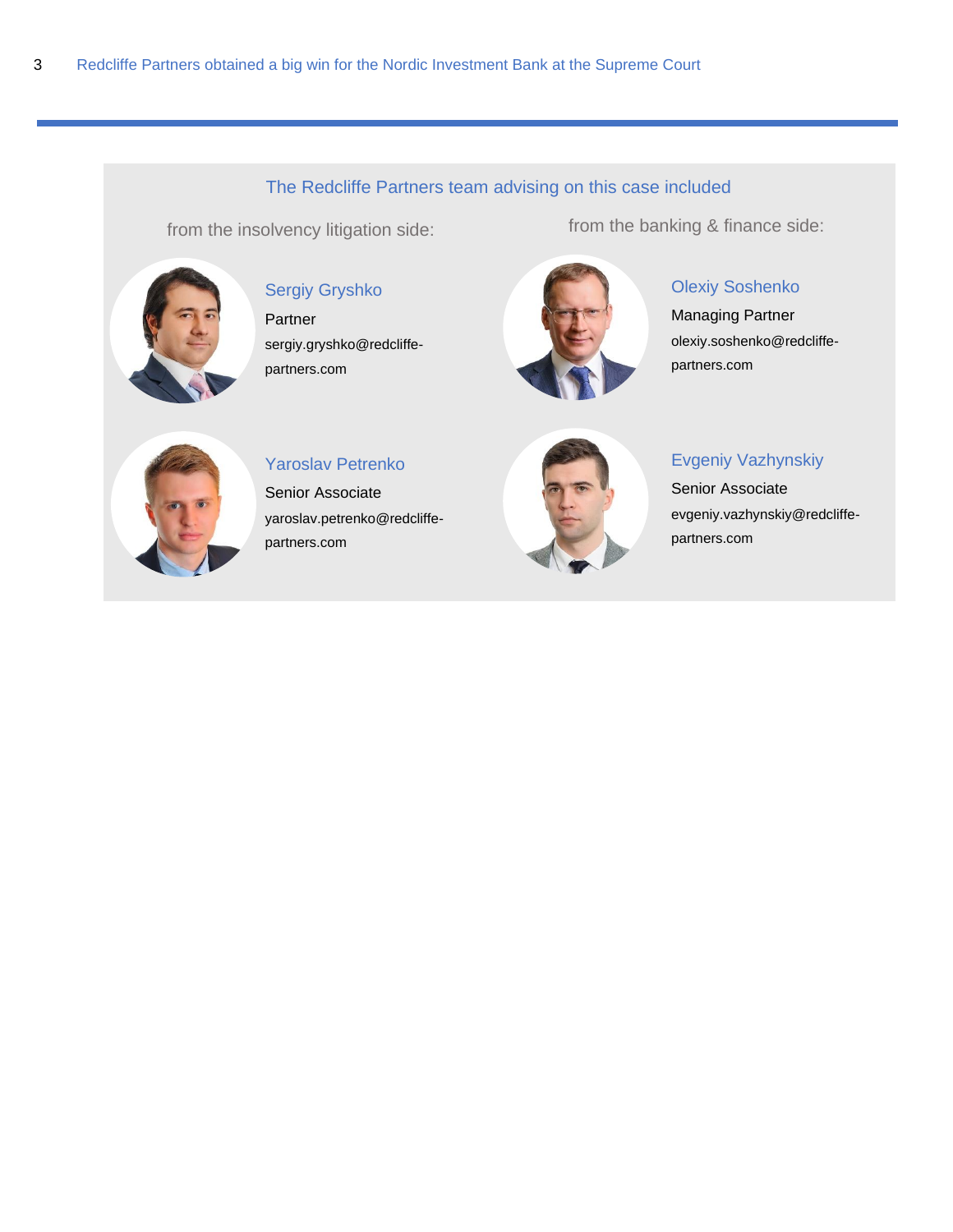The Redcliffe Partners team advising on this case included

from the insolvency litigation side:

**Sergiy Gryshko**
Partner
sergiy.gryshko@redcliffe-partners.com

**Yaroslav Petrenko**
Senior Associate
yaroslav.petrenko@redcliffe-partners.com

from the banking & finance side:

**Olexiy Soshenko**
Managing Partner
olexiy.soshenko@redcliffe-partners.com

**Evgeniy Vazhynskiy**
Senior Associate
evgeniy.vazhynskiy@redcliffe-partners.com